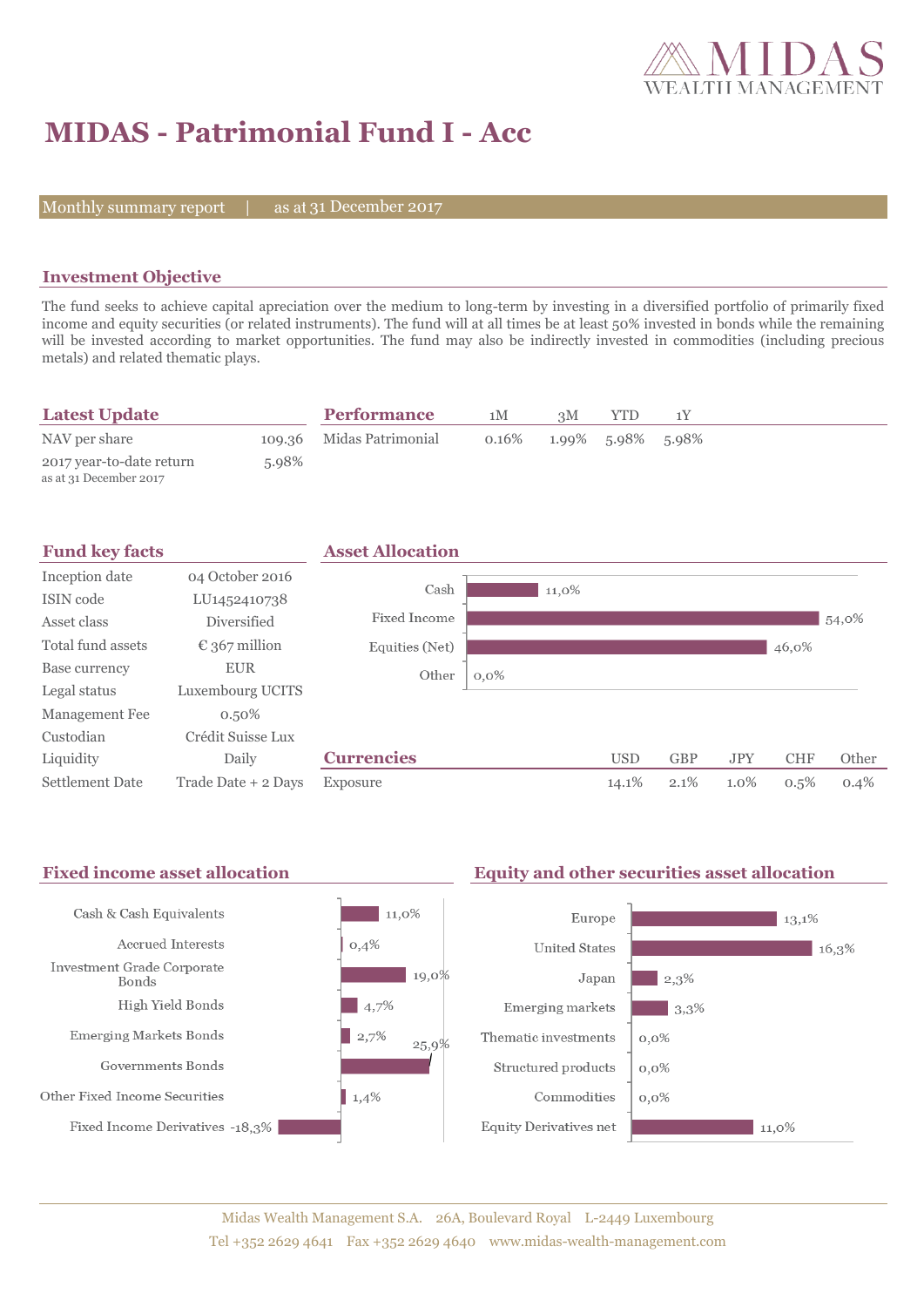# MIDAS - Patrimonial Fund I - Acc

Monthly summary report | as at 31 December 2017

## Investment Objective

The fund seeks to achieve capital apreciation over the medium to long-term by investing in a diversified portfolio of primarily fixed income and equity securities (or related instruments). The fund will at all times be at least 50% invested in bonds while the remaining will be invested according to market opportunities. The fund may also be indirectly invested in commodities (including precious metals) and related thematic plays.

## Latest Update

| | |
|---|---|
| NAV per share | 109.36 |
| 2017 year-to-date return<br>as at 31 December 2017 | 5.98% |

## Performance

| | 1M | 3M | YTD | 1Y |
|---|---|---|---|---|
| Midas Patrimonial | 0.16% | 1.99% | 5.98% | 5.98% |

## Fund key facts

| | |
|---|---|
| Inception date | 04 October 2016 |
| ISIN code | LU1452410738 |
| Asset class | Diversified |
| Total fund assets | € 367 million |
| Base currency | EUR |
| Legal status | Luxembourg UCITS |
| Management Fee | 0.50% |
| Custodian | Crédit Suisse Lux |
| Liquidity | Daily |
| Settlement Date | Trade Date + 2 Days |

## Asset Allocation

| | |
|---|---|
| Cash | 11,0% |
| Fixed Income | 54,0% |
| Equities (Net) | 46,0% |
| Other | 0,0% |

## Currencies

| | USD | GBP | JPY | CHF | Other |
|---|---|---|---|---|---|
| Exposure | 14.1% | 2.1% | 1.0% | 0.5% | 0.4% |

## Fixed income asset allocation

| | |
|---|---|
| Cash & Cash Equivalents | 11,0% |
| Accrued Interests | 0,4% |
| Investment Grade Corporate Bonds | 19,0% |
| High Yield Bonds | 4,7% |
| Emerging Markets Bonds | 2,7% |
| Governments Bonds | 25,9% |
| Other Fixed Income Securities | 1,4% |
| Fixed Income Derivatives | -18,3% |

## Equity and other securities asset allocation

| | |
|---|---|
| Europe | 13,1% |
| United States | 16,3% |
| Japan | 2,3% |
| Emerging markets | 3,3% |
| Thematic investments | 0,0% |
| Structured products | 0,0% |
| Commodities | 0,0% |
| Equity Derivatives net | 11,0% |

Midas Wealth Management S.A. 26A, Boulevard Royal L-2449 Luxembourg
Tel +352 2629 4641 Fax +352 2629 4640 www.midas-wealth-management.com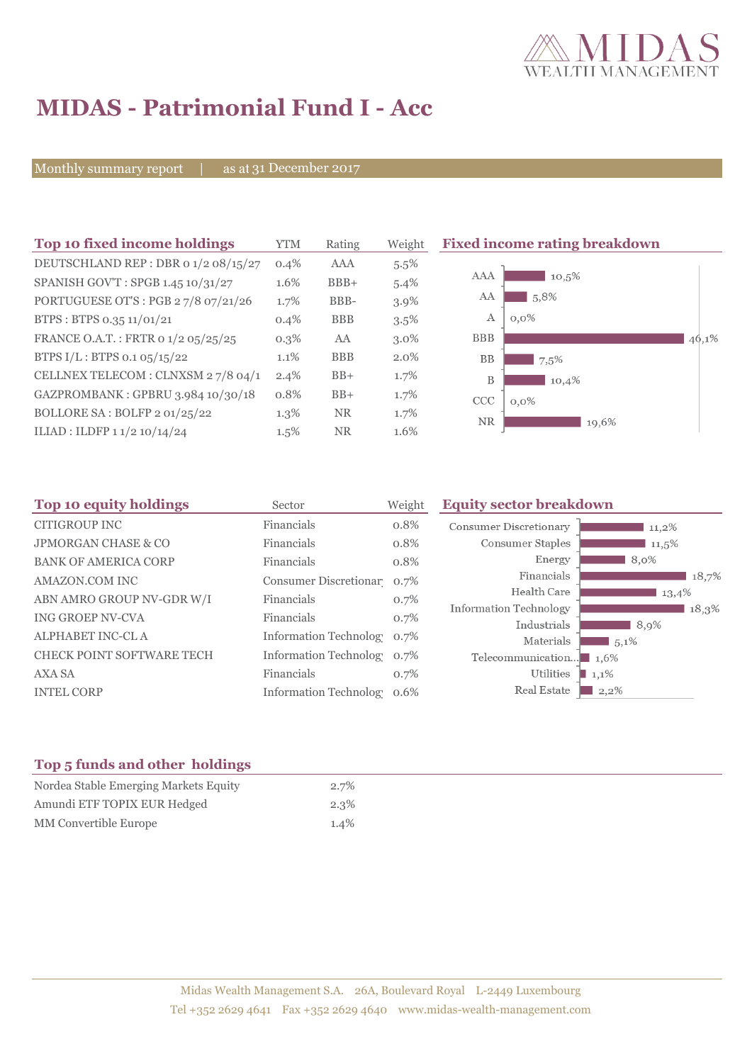# MIDAS - Patrimonial Fund I - Acc

Monthly summary report | as at 31 December 2017

## Top 10 fixed income holdings

| Top 10 fixed income holdings | YTM | Rating | Weight |
|---|---|---|---|
| DEUTSCHLAND REP : DBR 0 1/2 08/15/27 | 0.4% | AAA | 5.5% |
| SPANISH GOV'T : SPGB 1.45 10/31/27 | 1.6% | BBB+ | 5.4% |
| PORTUGUESE OT'S : PGB 2 7/8 07/21/26 | 1.7% | BBB- | 3.9% |
| BTPS : BTPS 0.35 11/01/21 | 0.4% | BBB | 3.5% |
| FRANCE O.A.T. : FRTR 0 1/2 05/25/25 | 0.3% | AA | 3.0% |
| BTPS I/L : BTPS 0.1 05/15/22 | 1.1% | BBB | 2.0% |
| CELLNEX TELECOM : CLNXSM 2 7/8 04/1 | 2.4% | BB+ | 1.7% |
| GAZPROMBANK : GPBRU 3.984 10/30/18 | 0.8% | BB+ | 1.7% |
| BOLLORE SA : BOLFP 2 01/25/22 | 1.3% | NR | 1.7% |
| ILIAD : ILDFP 1 1/2 10/14/24 | 1.5% | NR | 1.6% |

## Fixed income rating breakdown

| Rating | Weight |
|---|---|
| AAA | 10,5% |
| AA | 5,8% |
| A | 0,0% |
| BBB | 46,1% |
| BB | 7,5% |
| B | 10,4% |
| CCC | 0,0% |
| NR | 19,6% |

## Top 10 equity holdings

| Top 10 equity holdings | Sector | Weight |
|---|---|---|
| CITIGROUP INC | Financials | 0.8% |
| JPMORGAN CHASE & CO | Financials | 0.8% |
| BANK OF AMERICA CORP | Financials | 0.8% |
| AMAZON.COM INC | Consumer Discretionar | 0.7% |
| ABN AMRO GROUP NV-GDR W/I | Financials | 0.7% |
| ING GROEP NV-CVA | Financials | 0.7% |
| ALPHABET INC-CL A | Information Technolog | 0.7% |
| CHECK POINT SOFTWARE TECH | Information Technolog | 0.7% |
| AXA SA | Financials | 0.7% |
| INTEL CORP | Information Technolog | 0.6% |

## Equity sector breakdown

| Sector | Weight |
|---|---|
| Consumer Discretionary | 11,2% |
| Consumer Staples | 11,5% |
| Energy | 8,0% |
| Financials | 18,7% |
| Health Care | 13,4% |
| Information Technology | 18,3% |
| Industrials | 8,9% |
| Materials | 5,1% |
| Telecommunication... | 1,6% |
| Utilities | 1,1% |
| Real Estate | 2,2% |

## Top 5 funds and other holdings

| Top 5 funds and other holdings | Weight |
|---|---|
| Nordea Stable Emerging Markets Equity | 2.7% |
| Amundi ETF TOPIX EUR Hedged | 2.3% |
| MM Convertible Europe | 1.4% |

Midas Wealth Management S.A. 26A, Boulevard Royal L-2449 Luxembourg
Tel +352 2629 4641 Fax +352 2629 4640 www.midas-wealth-management.com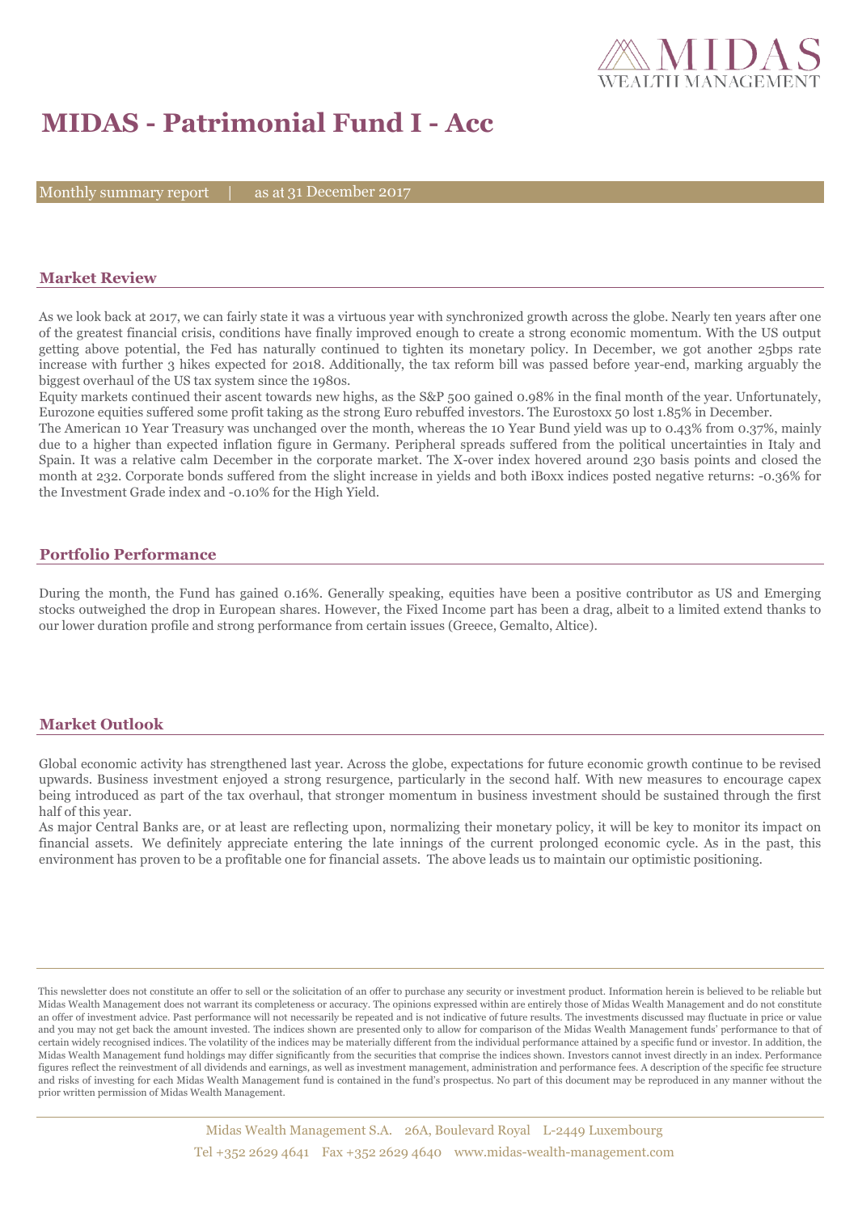# MIDAS - Patrimonial Fund I - Acc

Monthly summary report | as at 31 December 2017

## Market Review

As we look back at 2017, we can fairly state it was a virtuous year with synchronized growth across the globe. Nearly ten years after one of the greatest financial crisis, conditions have finally improved enough to create a strong economic momentum. With the US output getting above potential, the Fed has naturally continued to tighten its monetary policy. In December, we got another 25bps rate increase with further 3 hikes expected for 2018. Additionally, the tax reform bill was passed before year-end, marking arguably the biggest overhaul of the US tax system since the 1980s.

Equity markets continued their ascent towards new highs, as the S&P 500 gained 0.98% in the final month of the year. Unfortunately, Eurozone equities suffered some profit taking as the strong Euro rebuffed investors. The Eurostoxx 50 lost 1.85% in December.

The American 10 Year Treasury was unchanged over the month, whereas the 10 Year Bund yield was up to 0.43% from 0.37%, mainly due to a higher than expected inflation figure in Germany. Peripheral spreads suffered from the political uncertainties in Italy and Spain. It was a relative calm December in the corporate market. The X-over index hovered around 230 basis points and closed the month at 232. Corporate bonds suffered from the slight increase in yields and both iBoxx indices posted negative returns: -0.36% for the Investment Grade index and -0.10% for the High Yield.

## Portfolio Performance

During the month, the Fund has gained 0.16%. Generally speaking, equities have been a positive contributor as US and Emerging stocks outweighed the drop in European shares. However, the Fixed Income part has been a drag, albeit to a limited extend thanks to our lower duration profile and strong performance from certain issues (Greece, Gemalto, Altice).

## Market Outlook

Global economic activity has strengthened last year. Across the globe, expectations for future economic growth continue to be revised upwards. Business investment enjoyed a strong resurgence, particularly in the second half. With new measures to encourage capex being introduced as part of the tax overhaul, that stronger momentum in business investment should be sustained through the first half of this year.

As major Central Banks are, or at least are reflecting upon, normalizing their monetary policy, it will be key to monitor its impact on financial assets. We definitely appreciate entering the late innings of the current prolonged economic cycle. As in the past, this environment has proven to be a profitable one for financial assets. The above leads us to maintain our optimistic positioning.

This newsletter does not constitute an offer to sell or the solicitation of an offer to purchase any security or investment product. Information herein is believed to be reliable but Midas Wealth Management does not warrant its completeness or accuracy. The opinions expressed within are entirely those of Midas Wealth Management and do not constitute an offer of investment advice. Past performance will not necessarily be repeated and is not indicative of future results. The investments discussed may fluctuate in price or value and you may not get back the amount invested. The indices shown are presented only to allow for comparison of the Midas Wealth Management funds' performance to that of certain widely recognised indices. The volatility of the indices may be materially different from the individual performance attained by a specific fund or investor. In addition, the Midas Wealth Management fund holdings may differ significantly from the securities that comprise the indices shown. Investors cannot invest directly in an index. Performance figures reflect the reinvestment of all dividends and earnings, as well as investment management, administration and performance fees. A description of the specific fee structure and risks of investing for each Midas Wealth Management fund is contained in the fund's prospectus. No part of this document may be reproduced in any manner without the prior written permission of Midas Wealth Management.

Midas Wealth Management S.A. 26A, Boulevard Royal L-2449 Luxembourg
Tel +352 2629 4641 Fax +352 2629 4640 www.midas-wealth-management.com